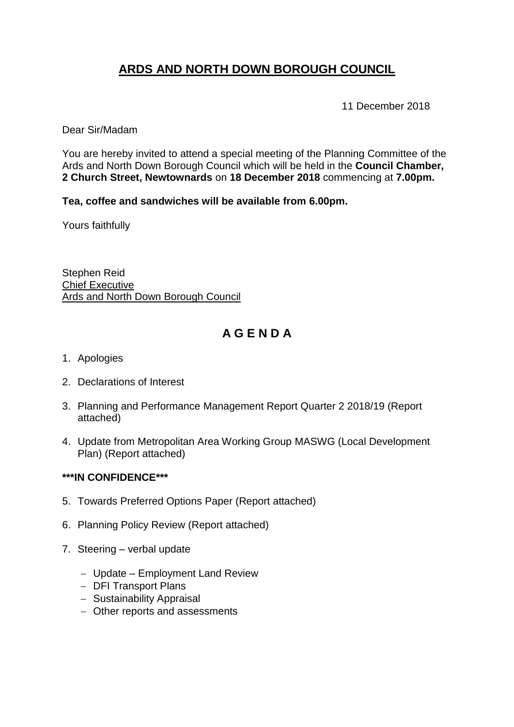# ARDS AND NORTH DOWN BOROUGH COUNCIL

11 December 2018

Dear Sir/Madam

You are hereby invited to attend a special meeting of the Planning Committee of the Ards and North Down Borough Council which will be held in the **Council Chamber, 2 Church Street, Newtownards** on **18 December 2018** commencing at **7.00pm.**

**Tea, coffee and sandwiches will be available from 6.00pm.**

Yours faithfully

Stephen Reid
Chief Executive
Ards and North Down Borough Council

## A G E N D A

1. Apologies

2. Declarations of Interest

3. Planning and Performance Management Report Quarter 2 2018/19 (Report attached)

4. Update from Metropolitan Area Working Group MASWG (Local Development Plan) (Report attached)

**\*\*\*IN CONFIDENCE\*\*\***

5. Towards Preferred Options Paper (Report attached)

6. Planning Policy Review (Report attached)

7. Steering – verbal update

   - Update – Employment Land Review
   - DFI Transport Plans
   - Sustainability Appraisal
   - Other reports and assessments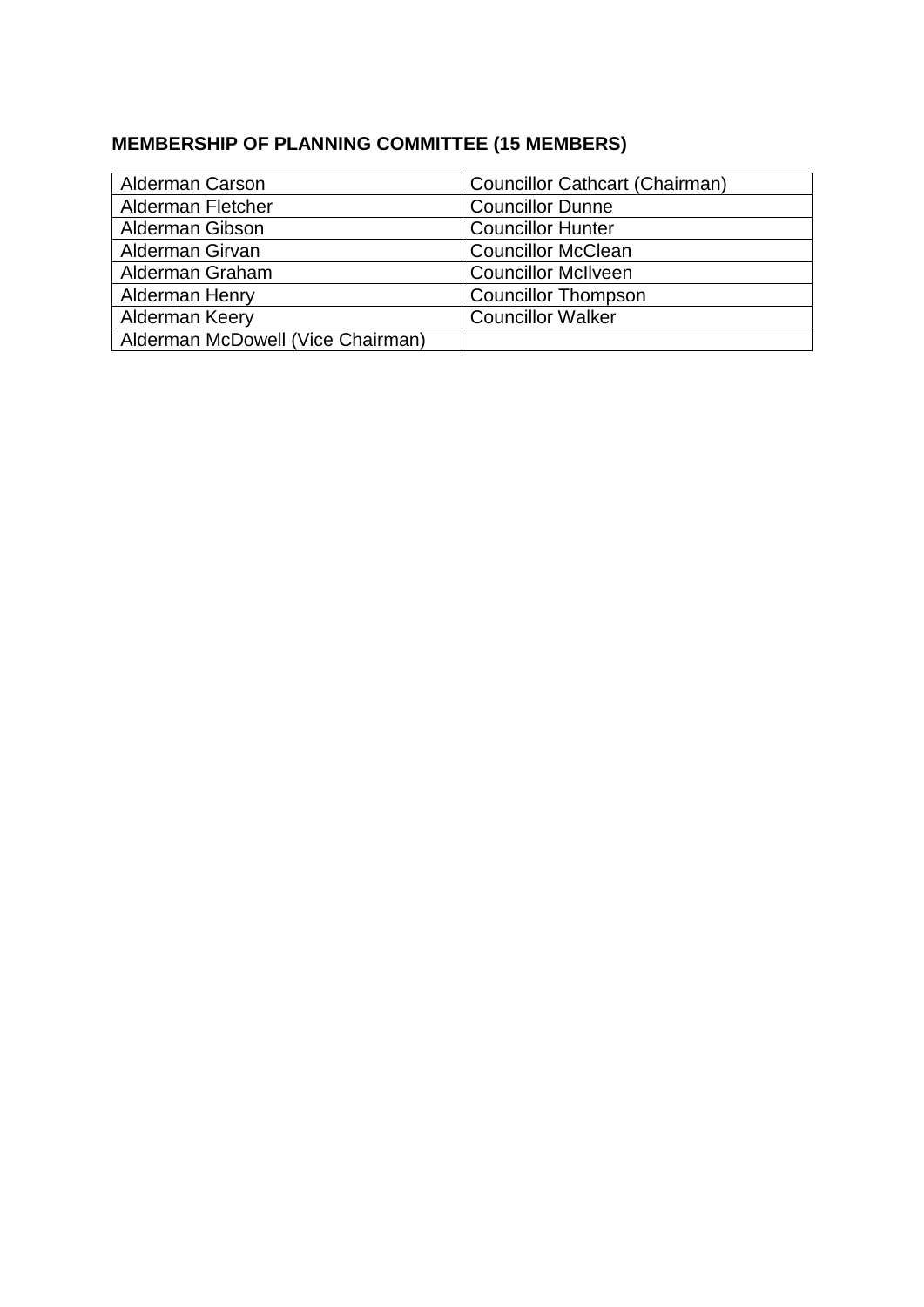**MEMBERSHIP OF PLANNING COMMITTEE (15 MEMBERS)**

| | |
|---|---|
| Alderman Carson | Councillor Cathcart (Chairman) |
| Alderman Fletcher | Councillor Dunne |
| Alderman Gibson | Councillor Hunter |
| Alderman Girvan | Councillor McClean |
| Alderman Graham | Councillor McIlveen |
| Alderman Henry | Councillor Thompson |
| Alderman Keery | Councillor Walker |
| Alderman McDowell (Vice Chairman) | |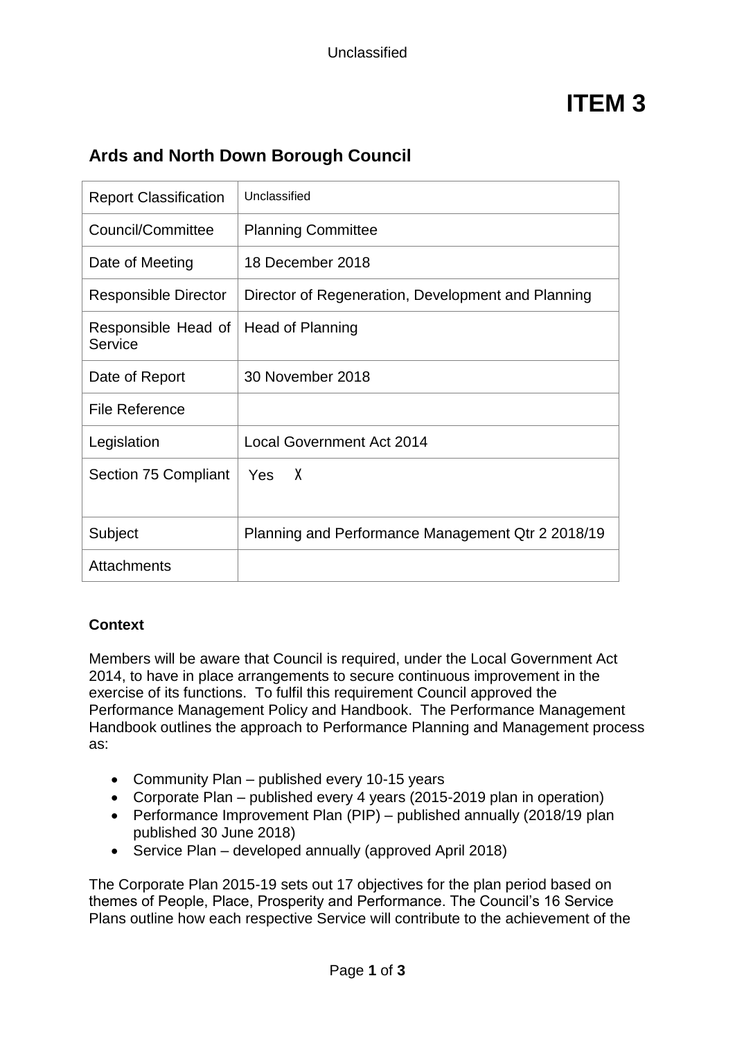# ITEM 3

## Ards and North Down Borough Council

| Report Classification | Unclassified |
|---|---|
| Council/Committee | Planning Committee |
| Date of Meeting | 18 December 2018 |
| Responsible Director | Director of Regeneration, Development and Planning |
| Responsible Head of Service | Head of Planning |
| Date of Report | 30 November 2018 |
| File Reference | |
| Legislation | Local Government Act 2014 |
| Section 75 Compliant | Yes X |
| Subject | Planning and Performance Management Qtr 2 2018/19 |
| Attachments | |

**Context**

Members will be aware that Council is required, under the Local Government Act 2014, to have in place arrangements to secure continuous improvement in the exercise of its functions. To fulfil this requirement Council approved the Performance Management Policy and Handbook. The Performance Management Handbook outlines the approach to Performance Planning and Management process as:

- Community Plan – published every 10-15 years
- Corporate Plan – published every 4 years (2015-2019 plan in operation)
- Performance Improvement Plan (PIP) – published annually (2018/19 plan published 30 June 2018)
- Service Plan – developed annually (approved April 2018)

The Corporate Plan 2015-19 sets out 17 objectives for the plan period based on themes of People, Place, Prosperity and Performance. The Council's 16 Service Plans outline how each respective Service will contribute to the achievement of the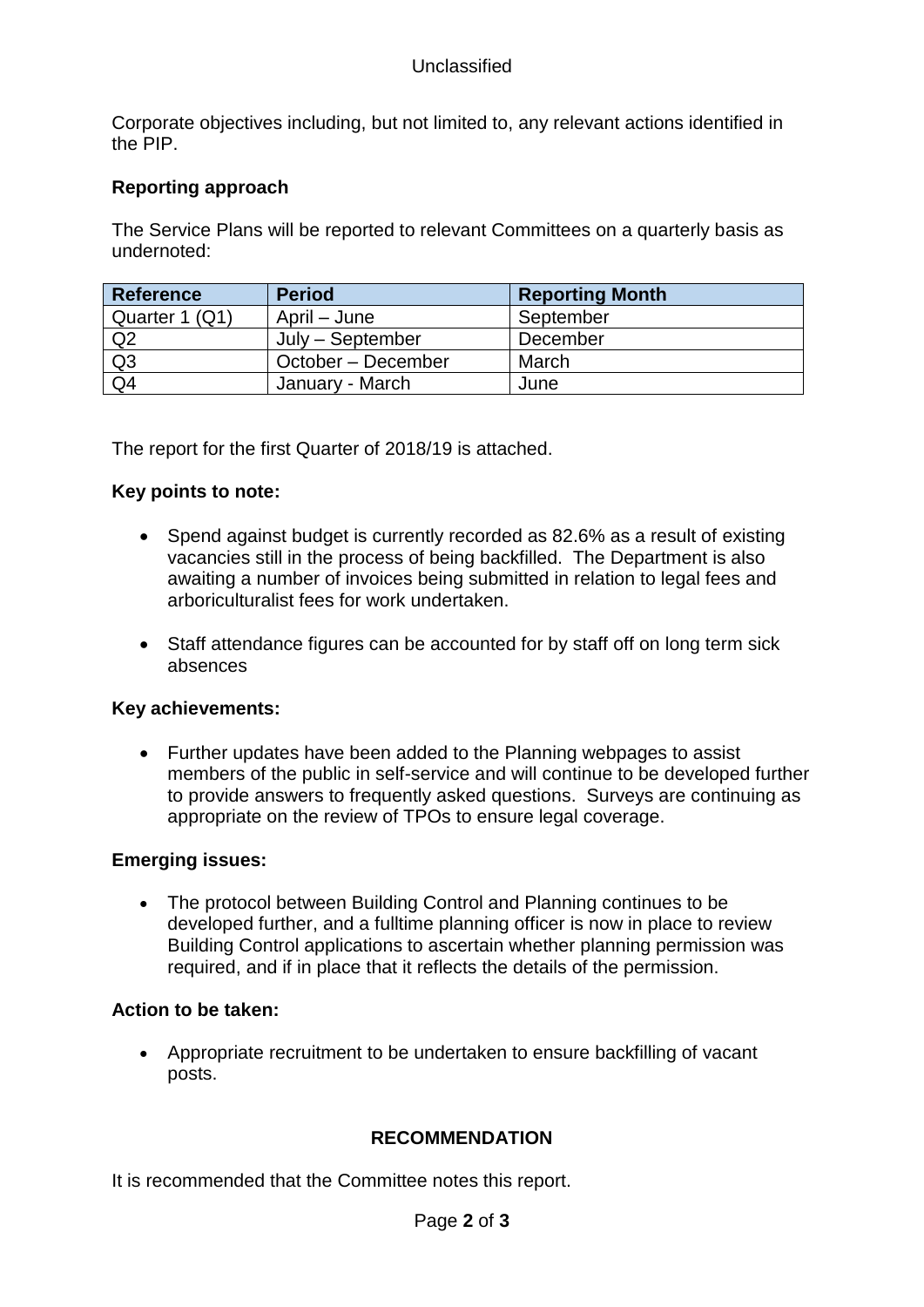Corporate objectives including, but not limited to, any relevant actions identified in the PIP.

**Reporting approach**

The Service Plans will be reported to relevant Committees on a quarterly basis as undernoted:

| Reference | Period | Reporting Month |
|---|---|---|
| Quarter 1 (Q1) | April – June | September |
| Q2 | July – September | December |
| Q3 | October – December | March |
| Q4 | January - March | June |

The report for the first Quarter of 2018/19 is attached.

**Key points to note:**

- Spend against budget is currently recorded as 82.6% as a result of existing vacancies still in the process of being backfilled. The Department is also awaiting a number of invoices being submitted in relation to legal fees and arboriculturalist fees for work undertaken.

- Staff attendance figures can be accounted for by staff off on long term sick absences

**Key achievements:**

- Further updates have been added to the Planning webpages to assist members of the public in self-service and will continue to be developed further to provide answers to frequently asked questions. Surveys are continuing as appropriate on the review of TPOs to ensure legal coverage.

**Emerging issues:**

- The protocol between Building Control and Planning continues to be developed further, and a fulltime planning officer is now in place to review Building Control applications to ascertain whether planning permission was required, and if in place that it reflects the details of the permission.

**Action to be taken:**

- Appropriate recruitment to be undertaken to ensure backfilling of vacant posts.

**RECOMMENDATION**

It is recommended that the Committee notes this report.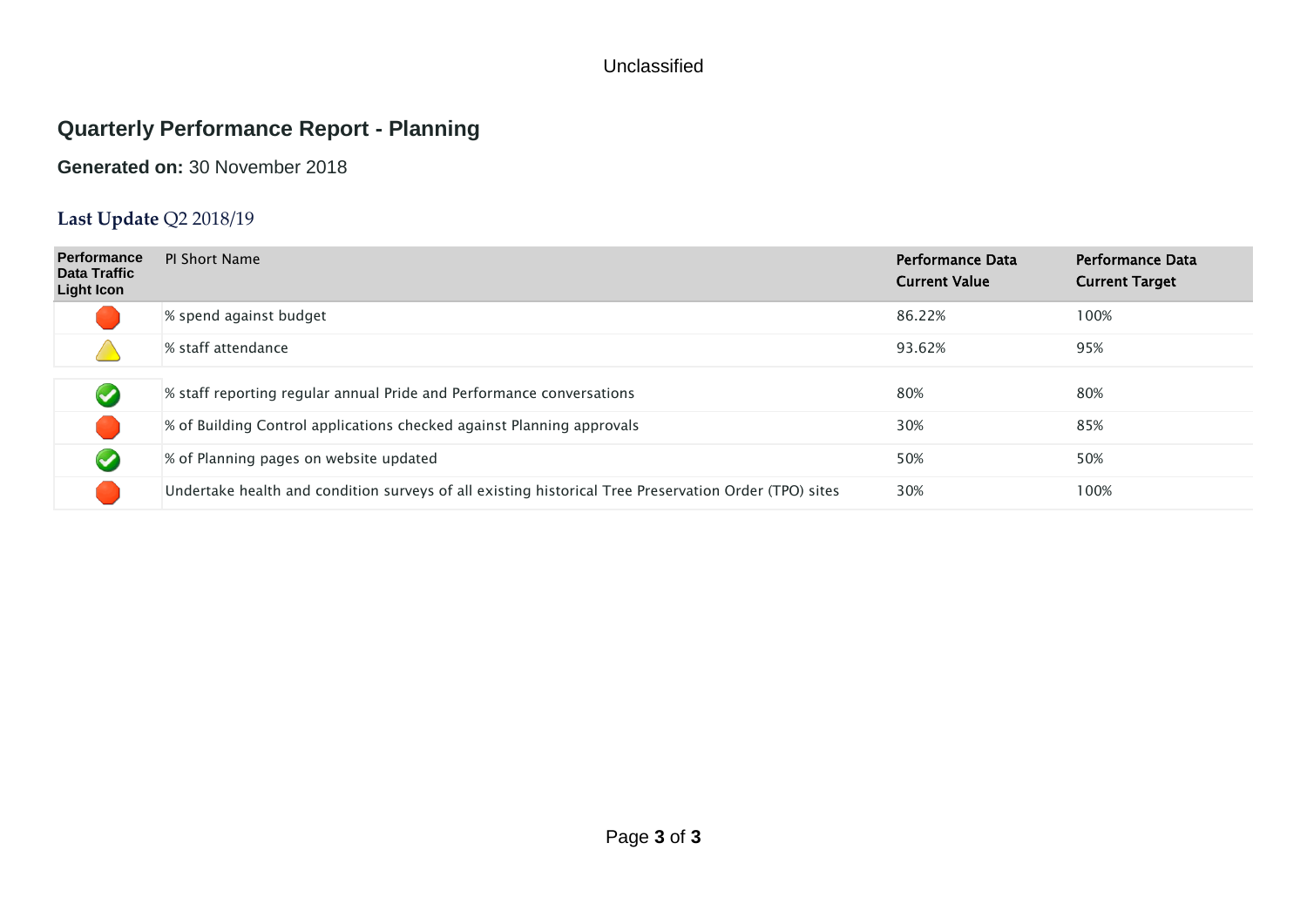Unclassified

# Quarterly Performance Report - Planning

**Generated on:** 30 November 2018

## Last Update Q2 2018/19

| Performance Data Traffic Light Icon | PI Short Name | Performance Data Current Value | Performance Data Current Target |
|---|---|---|---|
| Red | % spend against budget | 86.22% | 100% |
| Amber | % staff attendance | 93.62% | 95% |
| Green | % staff reporting regular annual Pride and Performance conversations | 80% | 80% |
| Red | % of Building Control applications checked against Planning approvals | 30% | 85% |
| Green | % of Planning pages on website updated | 50% | 50% |
| Red | Undertake health and condition surveys of all existing historical Tree Preservation Order (TPO) sites | 30% | 100% |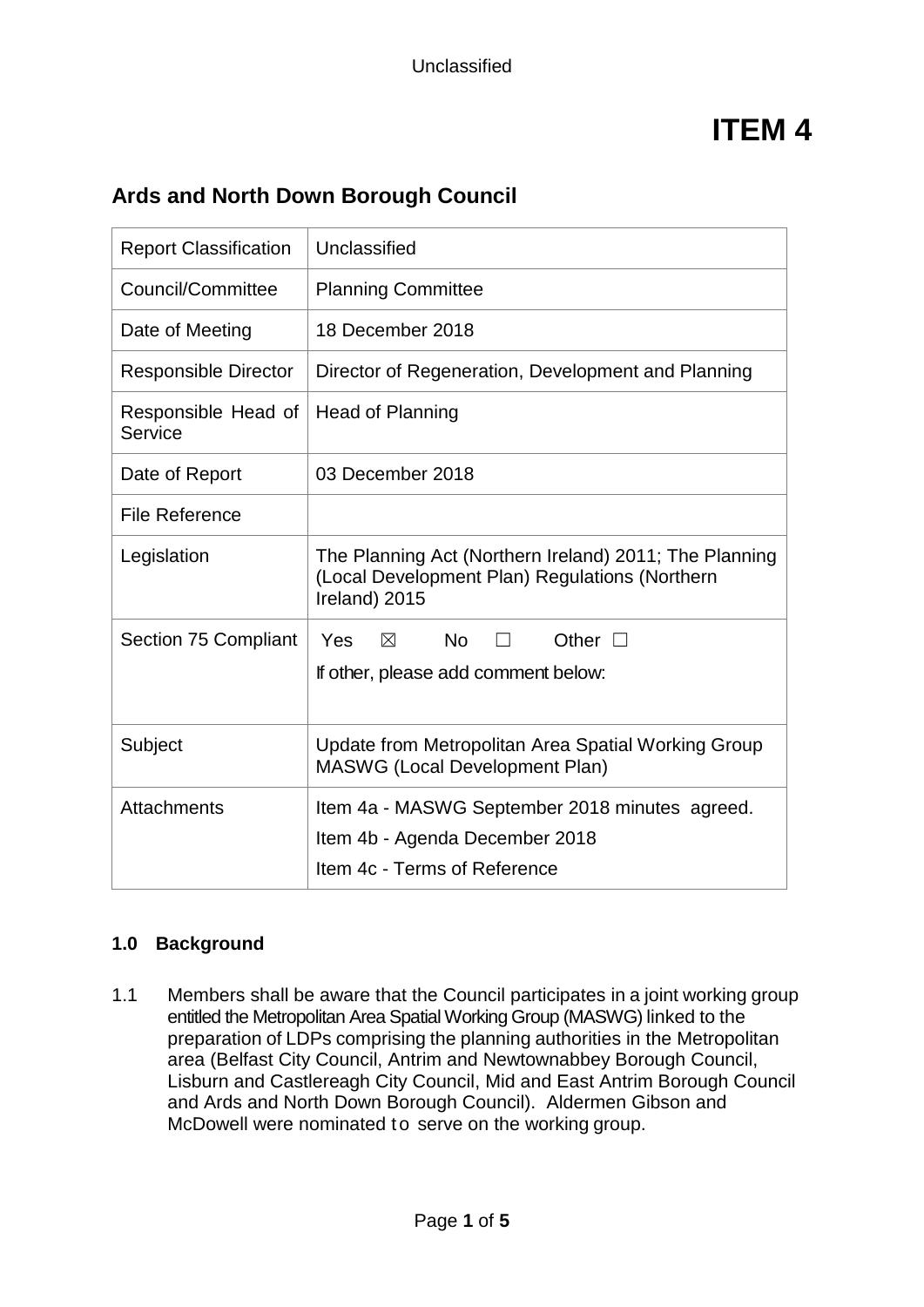# ITEM 4

## Ards and North Down Borough Council

| Report Classification | Unclassified |
|---|---|
| Council/Committee | Planning Committee |
| Date of Meeting | 18 December 2018 |
| Responsible Director | Director of Regeneration, Development and Planning |
| Responsible Head of Service | Head of Planning |
| Date of Report | 03 December 2018 |
| File Reference | |
| Legislation | The Planning Act (Northern Ireland) 2011; The Planning (Local Development Plan) Regulations (Northern Ireland) 2015 |
| Section 75 Compliant | Yes ☒ No ☐ Other ☐<br>If other, please add comment below: |
| Subject | Update from Metropolitan Area Spatial Working Group MASWG (Local Development Plan) |
| Attachments | Item 4a - MASWG September 2018 minutes agreed.<br>Item 4b - Agenda December 2018<br>Item 4c - Terms of Reference |

### 1.0 Background

1.1 Members shall be aware that the Council participates in a joint working group entitled the Metropolitan Area Spatial Working Group (MASWG) linked to the preparation of LDPs comprising the planning authorities in the Metropolitan area (Belfast City Council, Antrim and Newtownabbey Borough Council, Lisburn and Castlereagh City Council, Mid and East Antrim Borough Council and Ards and North Down Borough Council). Aldermen Gibson and McDowell were nominated to serve on the working group.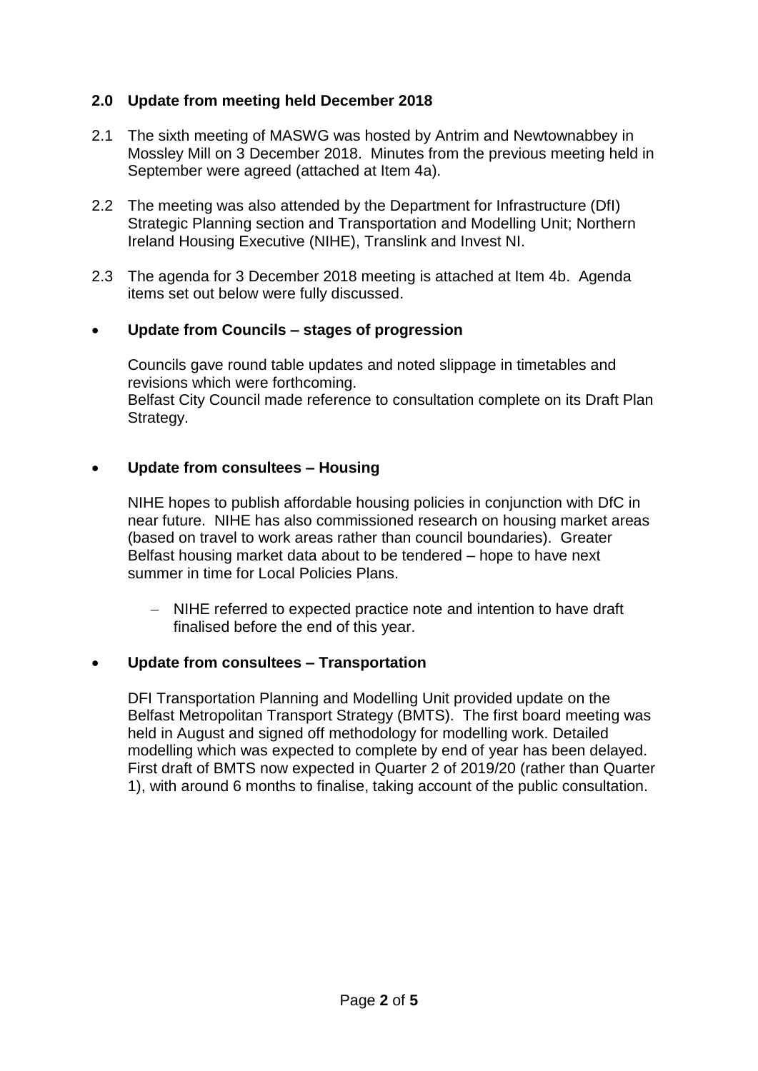## 2.0 Update from meeting held December 2018

2.1 The sixth meeting of MASWG was hosted by Antrim and Newtownabbey in Mossley Mill on 3 December 2018. Minutes from the previous meeting held in September were agreed (attached at Item 4a).

2.2 The meeting was also attended by the Department for Infrastructure (DfI) Strategic Planning section and Transportation and Modelling Unit; Northern Ireland Housing Executive (NIHE), Translink and Invest NI.

2.3 The agenda for 3 December 2018 meeting is attached at Item 4b. Agenda items set out below were fully discussed.

- **Update from Councils – stages of progression**

  Councils gave round table updates and noted slippage in timetables and revisions which were forthcoming.
  Belfast City Council made reference to consultation complete on its Draft Plan Strategy.

- **Update from consultees – Housing**

  NIHE hopes to publish affordable housing policies in conjunction with DfC in near future. NIHE has also commissioned research on housing market areas (based on travel to work areas rather than council boundaries). Greater Belfast housing market data about to be tendered – hope to have next summer in time for Local Policies Plans.

  - NIHE referred to expected practice note and intention to have draft finalised before the end of this year.

- **Update from consultees – Transportation**

  DFI Transportation Planning and Modelling Unit provided update on the Belfast Metropolitan Transport Strategy (BMTS). The first board meeting was held in August and signed off methodology for modelling work. Detailed modelling which was expected to complete by end of year has been delayed. First draft of BMTS now expected in Quarter 2 of 2019/20 (rather than Quarter 1), with around 6 months to finalise, taking account of the public consultation.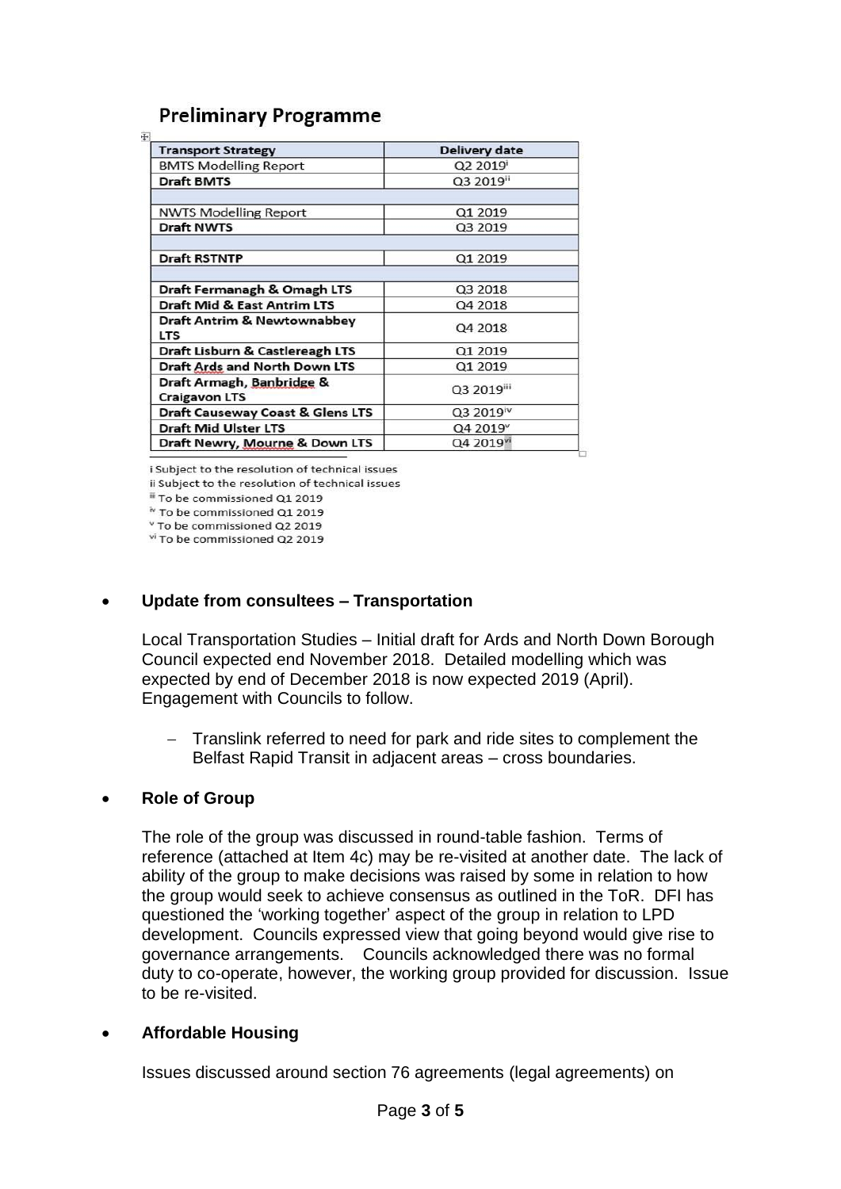## Preliminary Programme

| Transport Strategy | Delivery date |
|---|---|
| BMTS Modelling Report | Q2 2019[i] |
| **Draft BMTS** | Q3 2019[ii] |
| | |
| NWTS Modelling Report | Q1 2019 |
| **Draft NWTS** | Q3 2019 |
| | |
| **Draft RSTNTP** | Q1 2019 |
| | |
| **Draft Fermanagh & Omagh LTS** | Q3 2018 |
| **Draft Mid & East Antrim LTS** | Q4 2018 |
| **Draft Antrim & Newtownabbey LTS** | Q4 2018 |
| **Draft Lisburn & Castlereagh LTS** | Q1 2019 |
| **Draft Ards and North Down LTS** | Q1 2019 |
| **Draft Armagh, Banbridge & Craigavon LTS** | Q3 2019[iii] |
| **Draft Causeway Coast & Glens LTS** | Q3 2019[iv] |
| **Draft Mid Ulster LTS** | Q4 2019[v] |
| **Draft Newry, Mourne & Down LTS** | Q4 2019[vi] |

i Subject to the resolution of technical issues
ii Subject to the resolution of technical issues
iii To be commissioned Q1 2019
iv To be commissioned Q1 2019
v To be commissioned Q2 2019
vi To be commissioned Q2 2019

- **Update from consultees – Transportation**

  Local Transportation Studies – Initial draft for Ards and North Down Borough Council expected end November 2018. Detailed modelling which was expected by end of December 2018 is now expected 2019 (April). Engagement with Councils to follow.

  - Translink referred to need for park and ride sites to complement the Belfast Rapid Transit in adjacent areas – cross boundaries.

- **Role of Group**

  The role of the group was discussed in round-table fashion. Terms of reference (attached at Item 4c) may be re-visited at another date. The lack of ability of the group to make decisions was raised by some in relation to how the group would seek to achieve consensus as outlined in the ToR. DFI has questioned the 'working together' aspect of the group in relation to LPD development. Councils expressed view that going beyond would give rise to governance arrangements. Councils acknowledged there was no formal duty to co-operate, however, the working group provided for discussion. Issue to be re-visited.

- **Affordable Housing**

  Issues discussed around section 76 agreements (legal agreements) on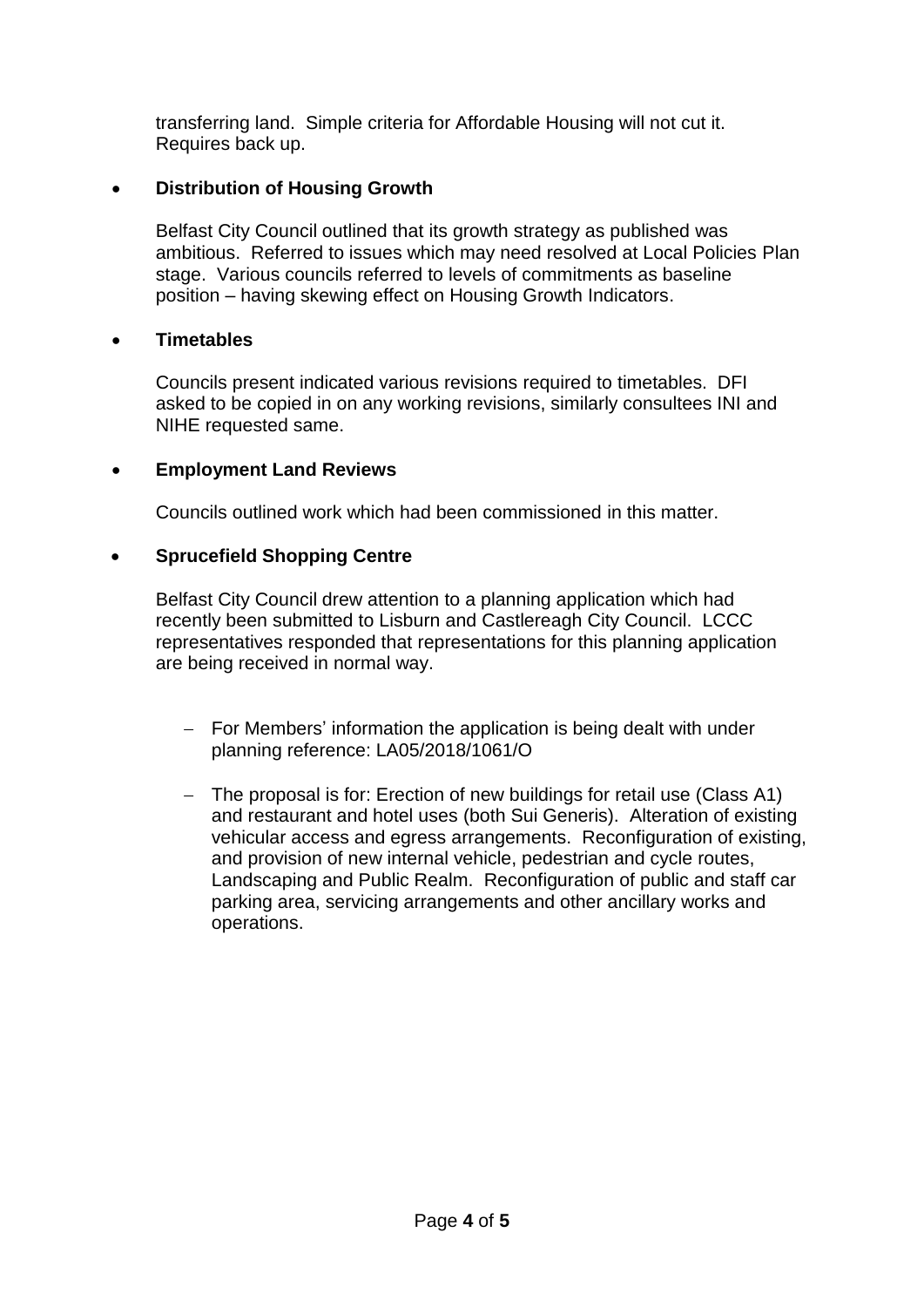transferring land. Simple criteria for Affordable Housing will not cut it. Requires back up.

- **Distribution of Housing Growth**

  Belfast City Council outlined that its growth strategy as published was ambitious. Referred to issues which may need resolved at Local Policies Plan stage. Various councils referred to levels of commitments as baseline position – having skewing effect on Housing Growth Indicators.

- **Timetables**

  Councils present indicated various revisions required to timetables. DFI asked to be copied in on any working revisions, similarly consultees INI and NIHE requested same.

- **Employment Land Reviews**

  Councils outlined work which had been commissioned in this matter.

- **Sprucefield Shopping Centre**

  Belfast City Council drew attention to a planning application which had recently been submitted to Lisburn and Castlereagh City Council. LCCC representatives responded that representations for this planning application are being received in normal way.

  - For Members' information the application is being dealt with under planning reference: LA05/2018/1061/O

  - The proposal is for: Erection of new buildings for retail use (Class A1) and restaurant and hotel uses (both Sui Generis). Alteration of existing vehicular access and egress arrangements. Reconfiguration of existing, and provision of new internal vehicle, pedestrian and cycle routes, Landscaping and Public Realm. Reconfiguration of public and staff car parking area, servicing arrangements and other ancillary works and operations.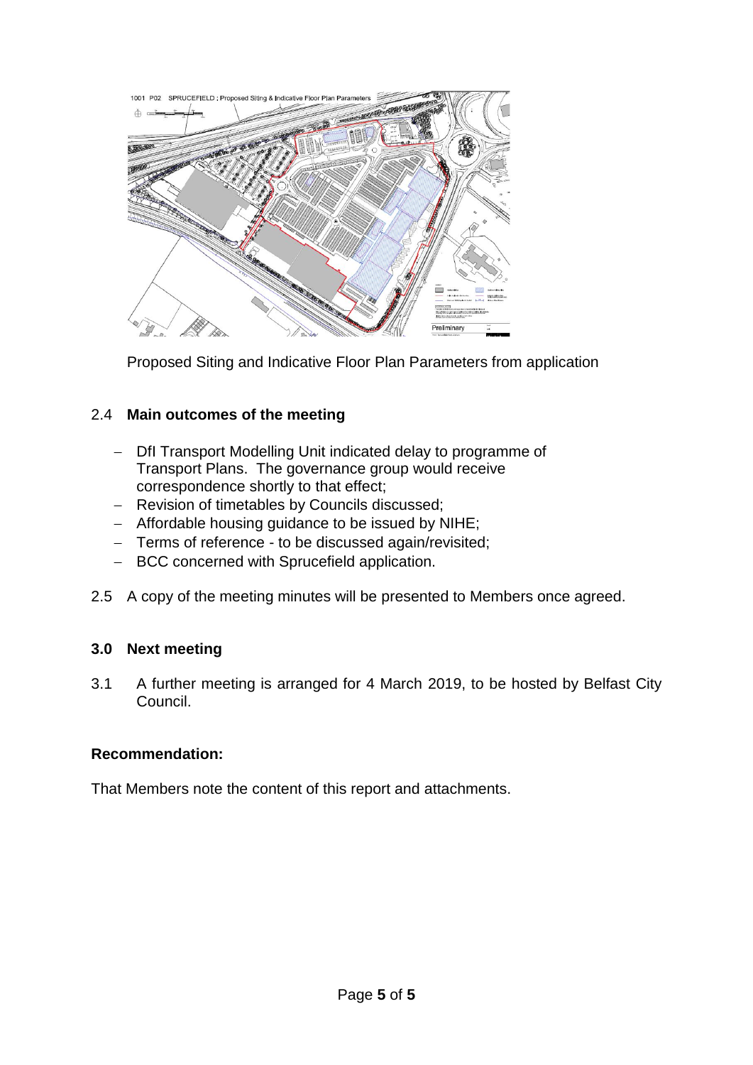Proposed Siting and Indicative Floor Plan Parameters from application

## 2.4 **Main outcomes of the meeting**

- DfI Transport Modelling Unit indicated delay to programme of Transport Plans. The governance group would receive correspondence shortly to that effect;
- Revision of timetables by Councils discussed;
- Affordable housing guidance to be issued by NIHE;
- Terms of reference - to be discussed again/revisited;
- BCC concerned with Sprucefield application.

2.5 A copy of the meeting minutes will be presented to Members once agreed.

## 3.0 Next meeting

3.1 A further meeting is arranged for 4 March 2019, to be hosted by Belfast City Council.

**Recommendation:**

That Members note the content of this report and attachments.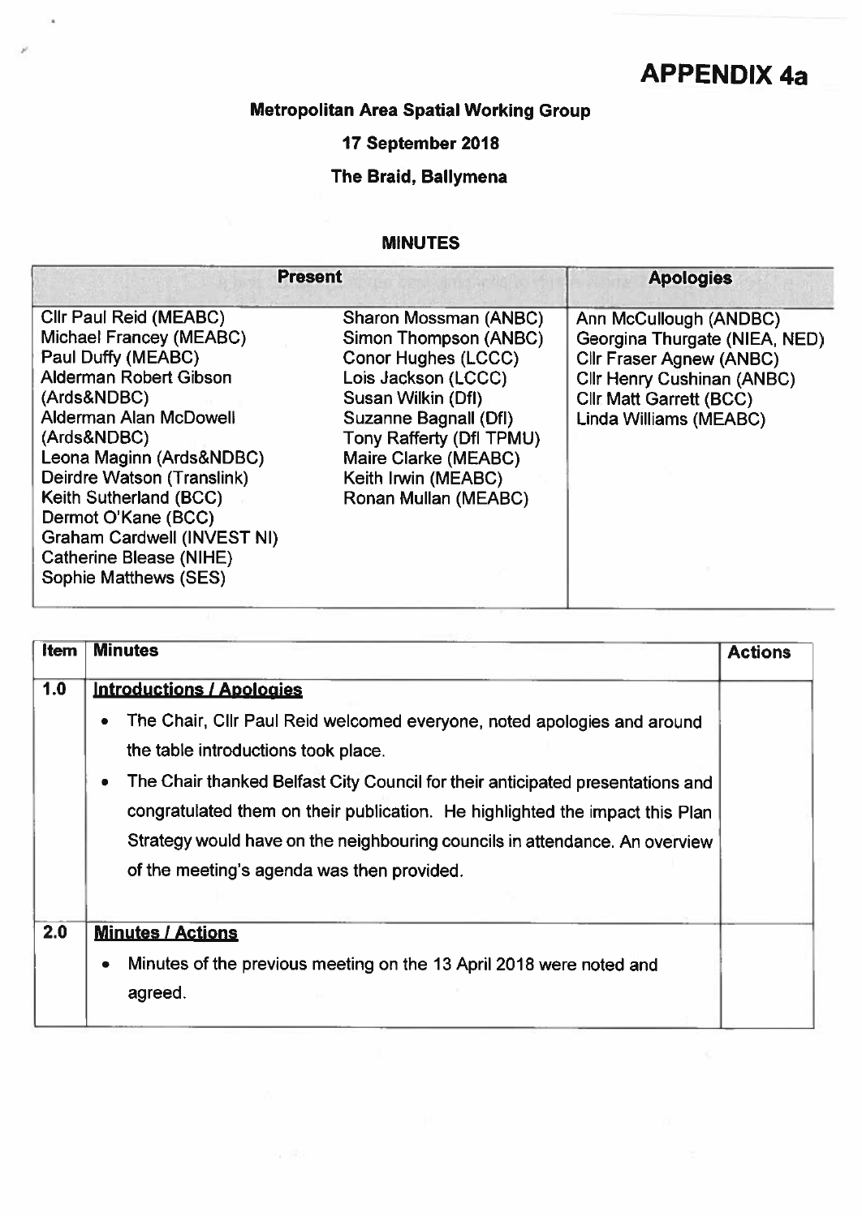# APPENDIX 4a

**Metropolitan Area Spatial Working Group**

**17 September 2018**

**The Braid, Ballymena**

**MINUTES**

| Present | | Apologies |
|---|---|---|
| Cllr Paul Reid (MEABC)<br>Michael Francey (MEABC)<br>Paul Duffy (MEABC)<br>Alderman Robert Gibson (Ards&NDBC)<br>Alderman Alan McDowell (Ards&NDBC)<br>Leona Maginn (Ards&NDBC)<br>Deirdre Watson (Translink)<br>Keith Sutherland (BCC)<br>Dermot O'Kane (BCC)<br>Graham Cardwell (INVEST NI)<br>Catherine Blease (NIHE)<br>Sophie Matthews (SES) | Sharon Mossman (ANBC)<br>Simon Thompson (ANBC)<br>Conor Hughes (LCCC)<br>Lois Jackson (LCCC)<br>Susan Wilkin (DfI)<br>Suzanne Bagnall (DfI)<br>Tony Rafferty (DfI TPMU)<br>Maire Clarke (MEABC)<br>Keith Irwin (MEABC)<br>Ronan Mullan (MEABC) | Ann McCullough (ANDBC)<br>Georgina Thurgate (NIEA, NED)<br>Cllr Fraser Agnew (ANBC)<br>Cllr Henry Cushinan (ANBC)<br>Cllr Matt Garrett (BCC)<br>Linda Williams (MEABC) |

| Item | Minutes | Actions |
|---|---|---|
| 1.0 | **Introductions / Apologies**<br>• The Chair, Cllr Paul Reid welcomed everyone, noted apologies and around the table introductions took place.<br>• The Chair thanked Belfast City Council for their anticipated presentations and congratulated them on their publication. He highlighted the impact this Plan Strategy would have on the neighbouring councils in attendance. An overview of the meeting's agenda was then provided. | |
| 2.0 | **Minutes / Actions**<br>• Minutes of the previous meeting on the 13 April 2018 were noted and agreed. | |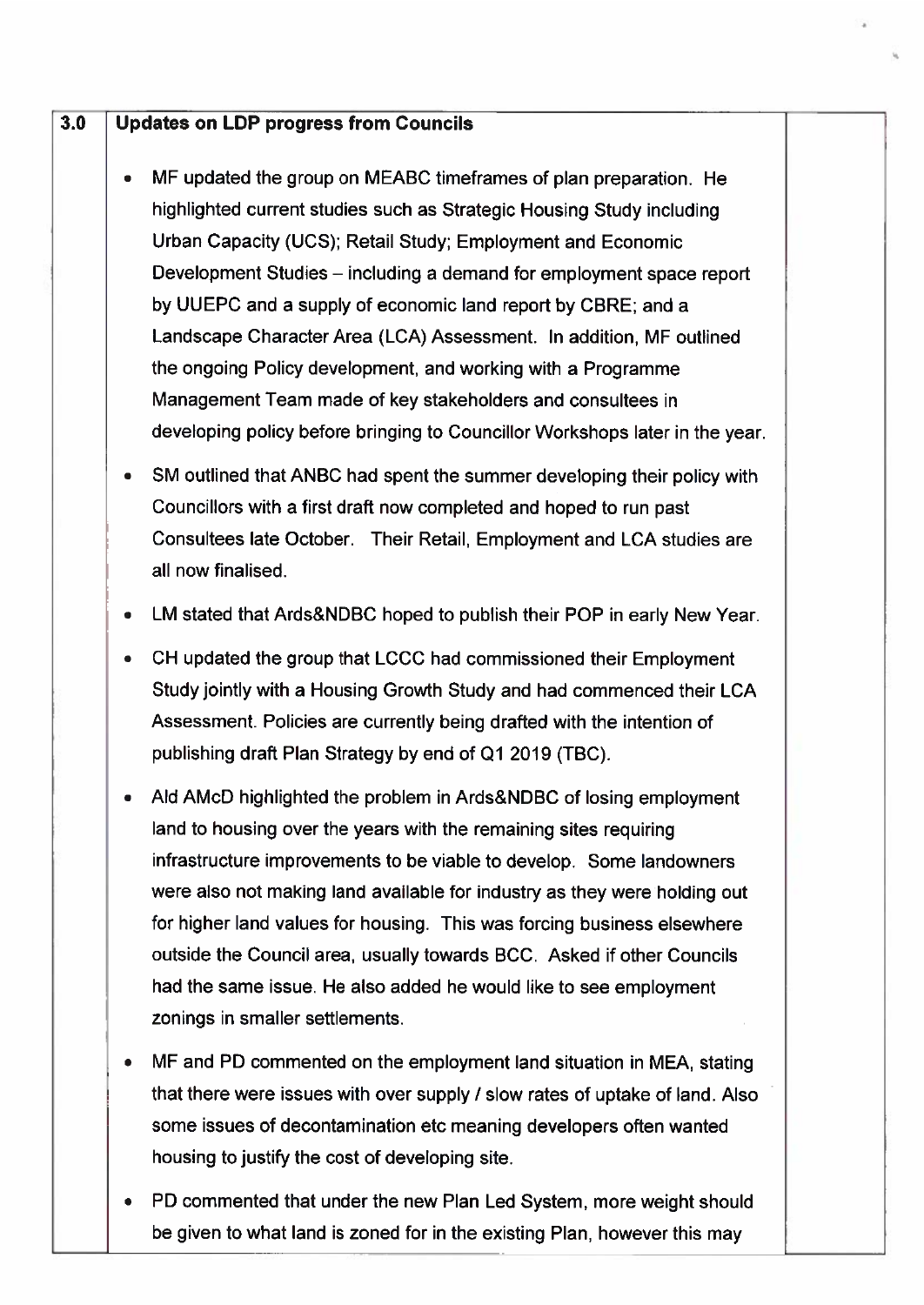## 3.0 Updates on LDP progress from Councils

- MF updated the group on MEABC timeframes of plan preparation. He highlighted current studies such as Strategic Housing Study including Urban Capacity (UCS); Retail Study; Employment and Economic Development Studies – including a demand for employment space report by UUEPC and a supply of economic land report by CBRE; and a Landscape Character Area (LCA) Assessment. In addition, MF outlined the ongoing Policy development, and working with a Programme Management Team made of key stakeholders and consultees in developing policy before bringing to Councillor Workshops later in the year.

- SM outlined that ANBC had spent the summer developing their policy with Councillors with a first draft now completed and hoped to run past Consultees late October. Their Retail, Employment and LCA studies are all now finalised.

- LM stated that Ards&NDBC hoped to publish their POP in early New Year.

- CH updated the group that LCCC had commissioned their Employment Study jointly with a Housing Growth Study and had commenced their LCA Assessment. Policies are currently being drafted with the intention of publishing draft Plan Strategy by end of Q1 2019 (TBC).

- Ald AMcD highlighted the problem in Ards&NDBC of losing employment land to housing over the years with the remaining sites requiring infrastructure improvements to be viable to develop. Some landowners were also not making land available for industry as they were holding out for higher land values for housing. This was forcing business elsewhere outside the Council area, usually towards BCC. Asked if other Councils had the same issue. He also added he would like to see employment zonings in smaller settlements.

- MF and PD commented on the employment land situation in MEA, stating that there were issues with over supply / slow rates of uptake of land. Also some issues of decontamination etc meaning developers often wanted housing to justify the cost of developing site.

- PD commented that under the new Plan Led System, more weight should be given to what land is zoned for in the existing Plan, however this may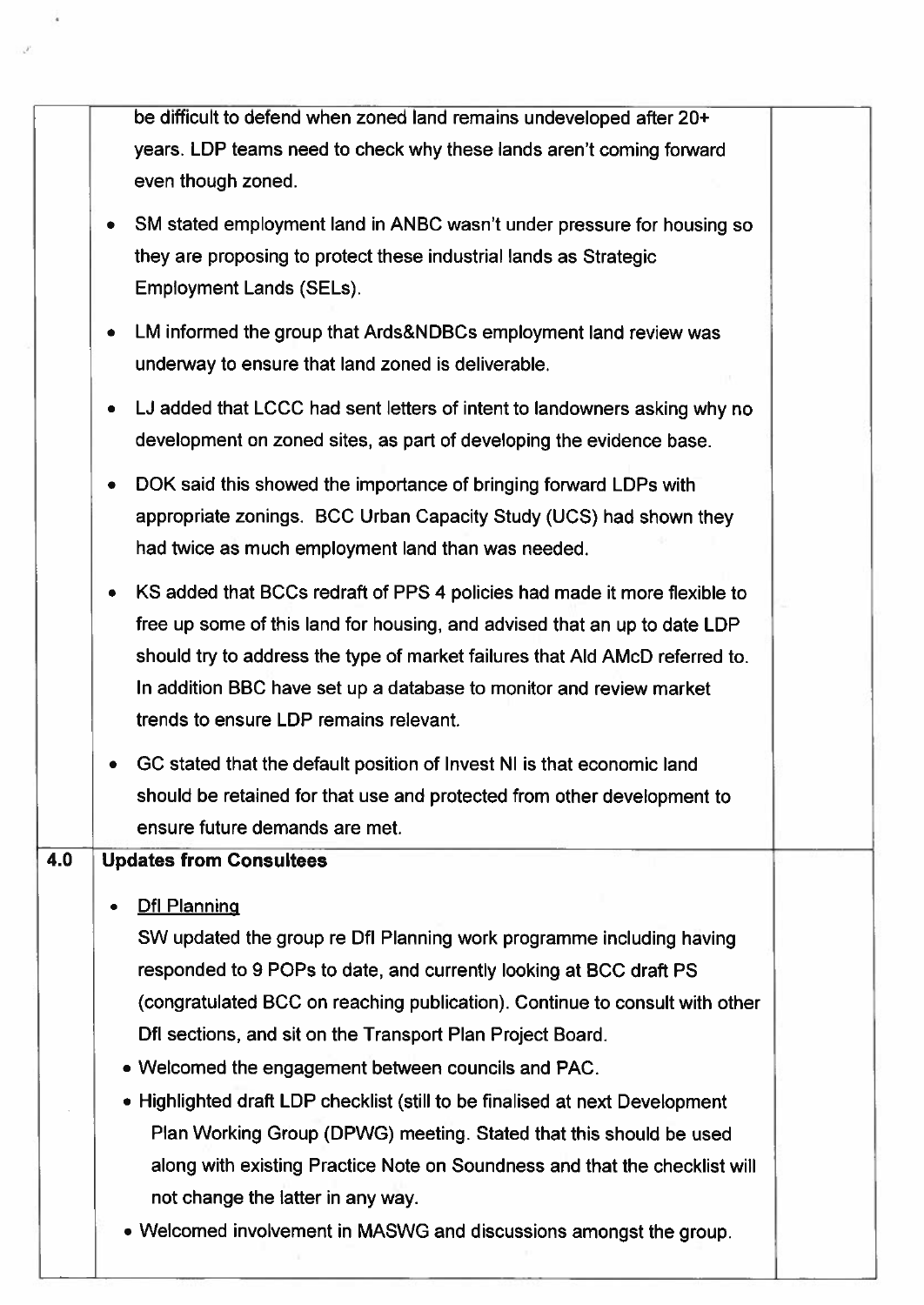|  |  |  |
|---|---|---|
|  | be difficult to defend when zoned land remains undeveloped after 20+ years. LDP teams need to check why these lands aren't coming forward even though zoned.<br><br>• SM stated employment land in ANBC wasn't under pressure for housing so they are proposing to protect these industrial lands as Strategic Employment Lands (SELs).<br><br>• LM informed the group that Ards&NDBCs employment land review was underway to ensure that land zoned is deliverable.<br><br>• LJ added that LCCC had sent letters of intent to landowners asking why no development on zoned sites, as part of developing the evidence base.<br><br>• DOK said this showed the importance of bringing forward LDPs with appropriate zonings. BCC Urban Capacity Study (UCS) had shown they had twice as much employment land than was needed.<br><br>• KS added that BCCs redraft of PPS 4 policies had made it more flexible to free up some of this land for housing, and advised that an up to date LDP should try to address the type of market failures that Ald AMcD referred to. In addition BBC have set up a database to monitor and review market trends to ensure LDP remains relevant.<br><br>• GC stated that the default position of Invest NI is that economic land should be retained for that use and protected from other development to ensure future demands are met. |  |
| **4.0** | **Updates from Consultees**<br><br>• <u>DfI Planning</u><br>SW updated the group re DfI Planning work programme including having responded to 9 POPs to date, and currently looking at BCC draft PS (congratulated BCC on reaching publication). Continue to consult with other DfI sections, and sit on the Transport Plan Project Board.<br>• Welcomed the engagement between councils and PAC.<br>• Highlighted draft LDP checklist (still to be finalised at next Development Plan Working Group (DPWG) meeting. Stated that this should be used along with existing Practice Note on Soundness and that the checklist will not change the latter in any way.<br>• Welcomed involvement in MASWG and discussions amongst the group. |  |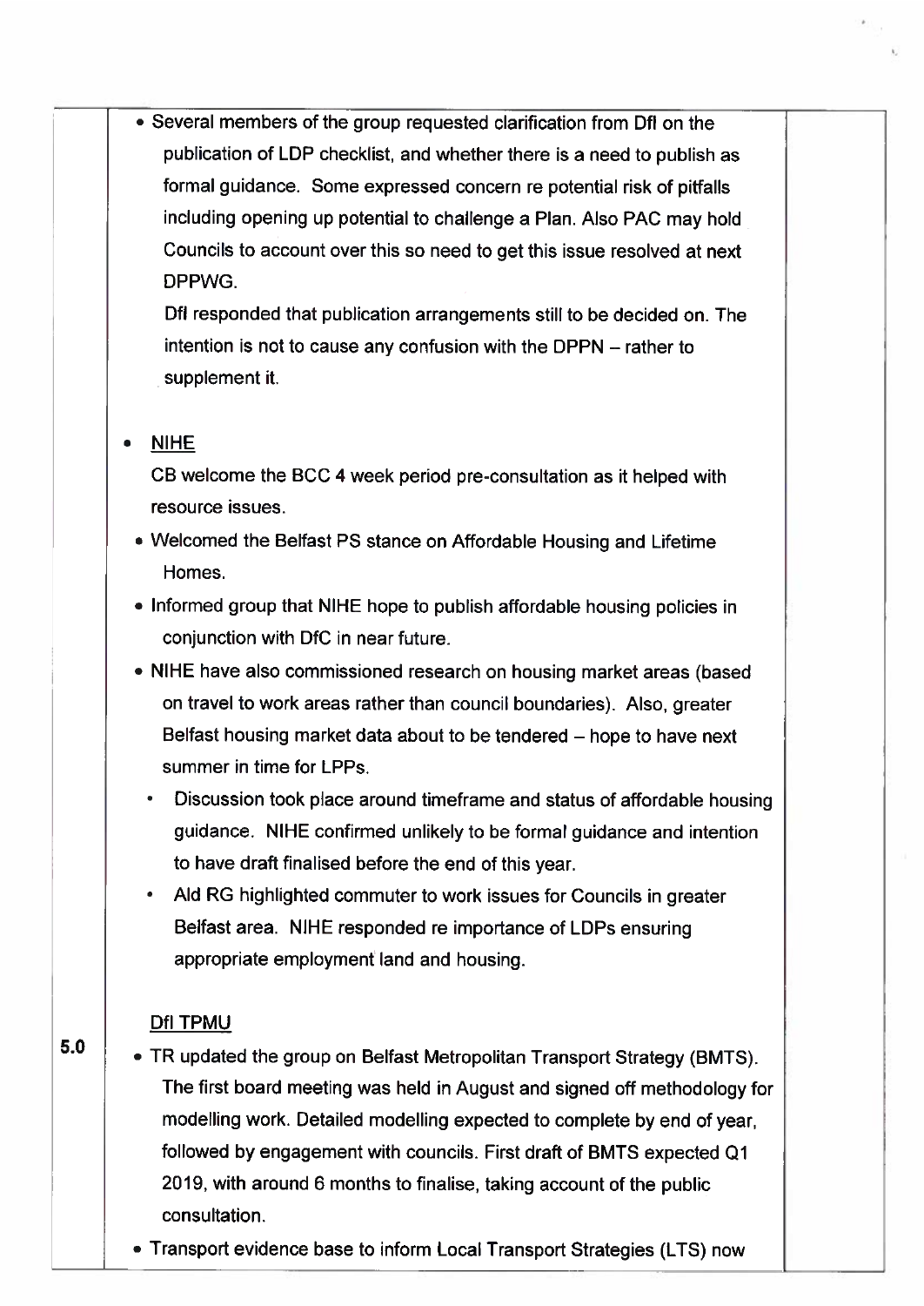- Several members of the group requested clarification from DfI on the publication of LDP checklist, and whether there is a need to publish as formal guidance. Some expressed concern re potential risk of pitfalls including opening up potential to challenge a Plan. Also PAC may hold Councils to account over this so need to get this issue resolved at next DPPWG.

  DfI responded that publication arrangements still to be decided on. The intention is not to cause any confusion with the DPPN – rather to supplement it.

- <u>NIHE</u>

  CB welcome the BCC 4 week period pre-consultation as it helped with resource issues.

  - Welcomed the Belfast PS stance on Affordable Housing and Lifetime Homes.
  - Informed group that NIHE hope to publish affordable housing policies in conjunction with DfC in near future.
  - NIHE have also commissioned research on housing market areas (based on travel to work areas rather than council boundaries). Also, greater Belfast housing market data about to be tendered – hope to have next summer in time for LPPs.
  - Discussion took place around timeframe and status of affordable housing guidance. NIHE confirmed unlikely to be formal guidance and intention to have draft finalised before the end of this year.
  - Ald RG highlighted commuter to work issues for Councils in greater Belfast area. NIHE responded re importance of LDPs ensuring appropriate employment land and housing.

**5.0**

<u>DfI TPMU</u>

- TR updated the group on Belfast Metropolitan Transport Strategy (BMTS). The first board meeting was held in August and signed off methodology for modelling work. Detailed modelling expected to complete by end of year, followed by engagement with councils. First draft of BMTS expected Q1 2019, with around 6 months to finalise, taking account of the public consultation.
- Transport evidence base to inform Local Transport Strategies (LTS) now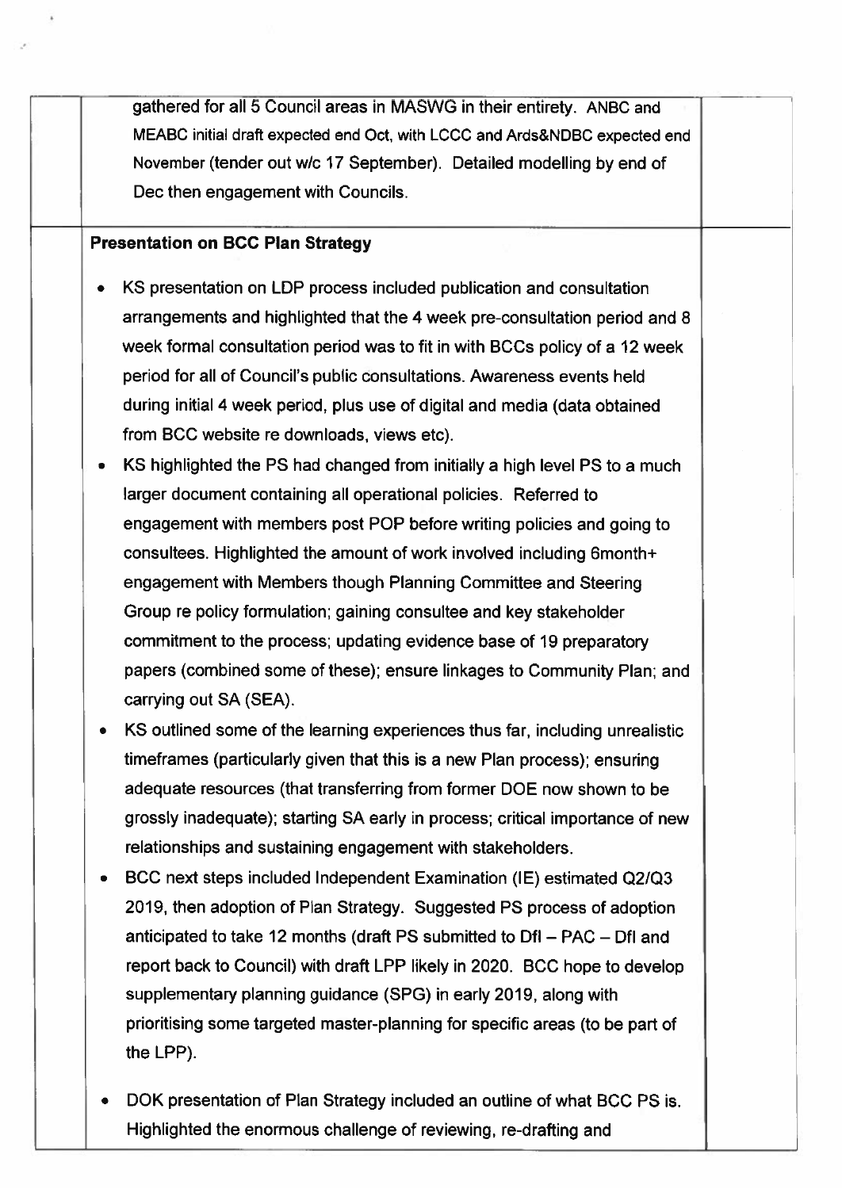gathered for all 5 Council areas in MASWG in their entirety. ANBC and MEABC initial draft expected end Oct, with LCCC and Ards&NDBC expected end November (tender out w/c 17 September). Detailed modelling by end of Dec then engagement with Councils.

**Presentation on BCC Plan Strategy**

- KS presentation on LDP process included publication and consultation arrangements and highlighted that the 4 week pre-consultation period and 8 week formal consultation period was to fit in with BCCs policy of a 12 week period for all of Council's public consultations. Awareness events held during initial 4 week period, plus use of digital and media (data obtained from BCC website re downloads, views etc).
- KS highlighted the PS had changed from initially a high level PS to a much larger document containing all operational policies. Referred to engagement with members post POP before writing policies and going to consultees. Highlighted the amount of work involved including 6month+ engagement with Members though Planning Committee and Steering Group re policy formulation; gaining consultee and key stakeholder commitment to the process; updating evidence base of 19 preparatory papers (combined some of these); ensure linkages to Community Plan; and carrying out SA (SEA).
- KS outlined some of the learning experiences thus far, including unrealistic timeframes (particularly given that this is a new Plan process); ensuring adequate resources (that transferring from former DOE now shown to be grossly inadequate); starting SA early in process; critical importance of new relationships and sustaining engagement with stakeholders.
- BCC next steps included Independent Examination (IE) estimated Q2/Q3 2019, then adoption of Plan Strategy. Suggested PS process of adoption anticipated to take 12 months (draft PS submitted to DfI – PAC – DfI and report back to Council) with draft LPP likely in 2020. BCC hope to develop supplementary planning guidance (SPG) in early 2019, along with prioritising some targeted master-planning for specific areas (to be part of the LPP).
- DOK presentation of Plan Strategy included an outline of what BCC PS is. Highlighted the enormous challenge of reviewing, re-drafting and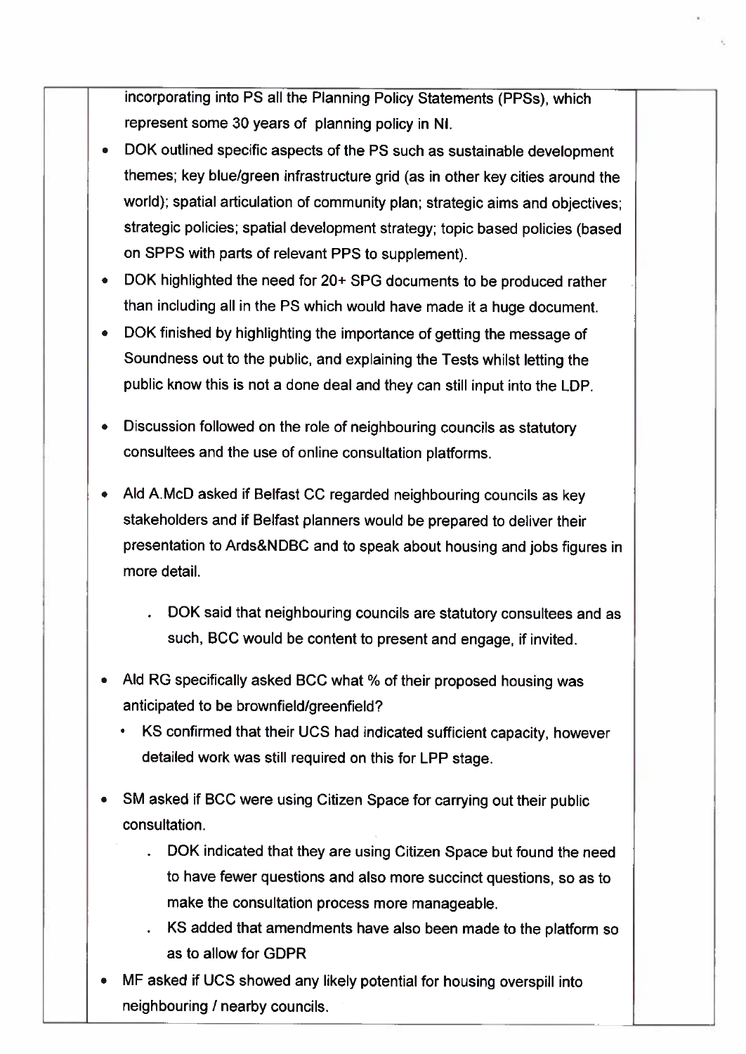incorporating into PS all the Planning Policy Statements (PPSs), which represent some 30 years of planning policy in NI.

- DOK outlined specific aspects of the PS such as sustainable development themes; key blue/green infrastructure grid (as in other key cities around the world); spatial articulation of community plan; strategic aims and objectives; strategic policies; spatial development strategy; topic based policies (based on SPPS with parts of relevant PPS to supplement).
- DOK highlighted the need for 20+ SPG documents to be produced rather than including all in the PS which would have made it a huge document.
- DOK finished by highlighting the importance of getting the message of Soundness out to the public, and explaining the Tests whilst letting the public know this is not a done deal and they can still input into the LDP.

- Discussion followed on the role of neighbouring councils as statutory consultees and the use of online consultation platforms.

- Ald A.McD asked if Belfast CC regarded neighbouring councils as key stakeholders and if Belfast planners would be prepared to deliver their presentation to Ards&NDBC and to speak about housing and jobs figures in more detail.
  - DOK said that neighbouring councils are statutory consultees and as such, BCC would be content to present and engage, if invited.

- Ald RG specifically asked BCC what % of their proposed housing was anticipated to be brownfield/greenfield?
  - KS confirmed that their UCS had indicated sufficient capacity, however detailed work was still required on this for LPP stage.

- SM asked if BCC were using Citizen Space for carrying out their public consultation.
  - DOK indicated that they are using Citizen Space but found the need to have fewer questions and also more succinct questions, so as to make the consultation process more manageable.
  - KS added that amendments have also been made to the platform so as to allow for GDPR
- MF asked if UCS showed any likely potential for housing overspill into neighbouring / nearby councils.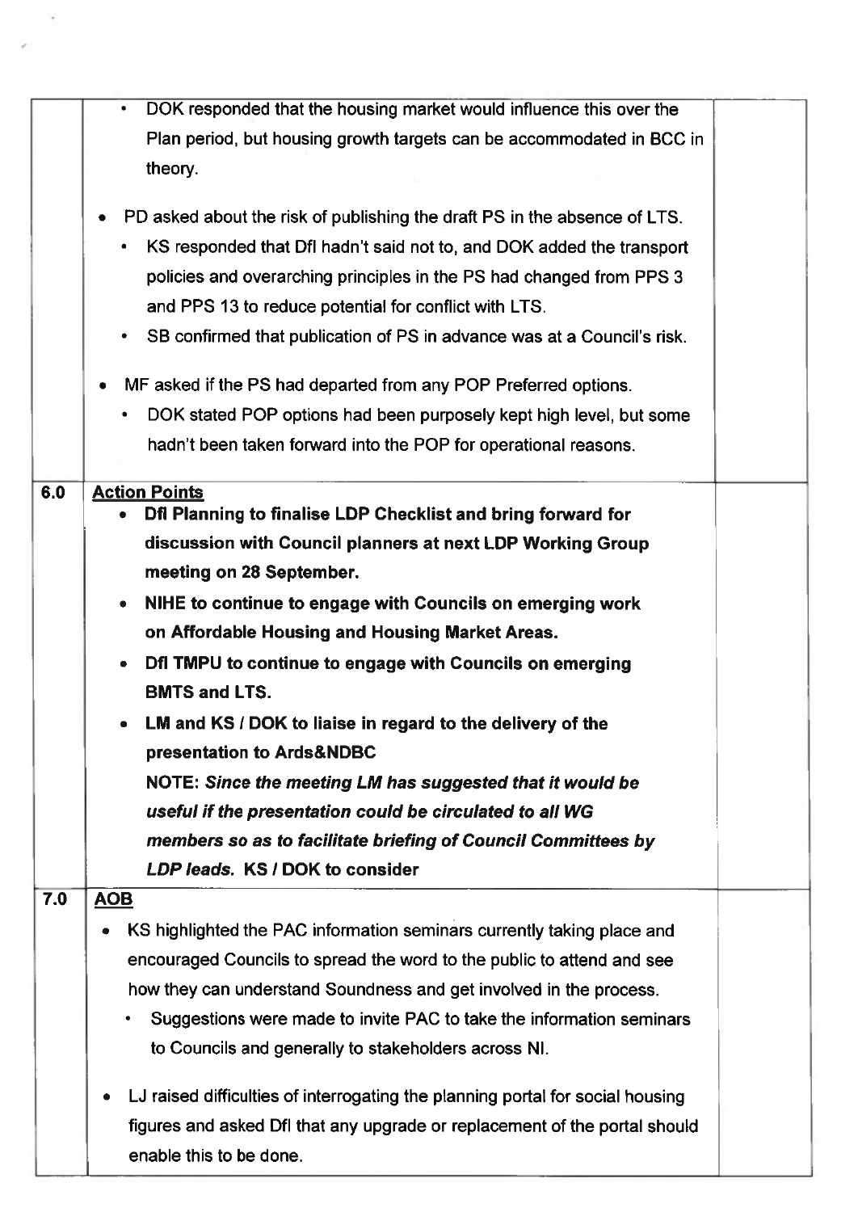| | | |
|---|---|---|
| | • DOK responded that the housing market would influence this over the Plan period, but housing growth targets can be accommodated in BCC in theory.<br><br>• PD asked about the risk of publishing the draft PS in the absence of LTS.<br>  • KS responded that DfI hadn't said not to, and DOK added the transport policies and overarching principles in the PS had changed from PPS 3 and PPS 13 to reduce potential for conflict with LTS.<br>  • SB confirmed that publication of PS in advance was at a Council's risk.<br><br>• MF asked if the PS had departed from any POP Preferred options.<br>  • DOK stated POP options had been purposely kept high level, but some hadn't been taken forward into the POP for operational reasons. | |
| 6.0 | **Action Points**<br>• **DfI Planning to finalise LDP Checklist and bring forward for discussion with Council planners at next LDP Working Group meeting on 28 September.**<br>• **NIHE to continue to engage with Councils on emerging work on Affordable Housing and Housing Market Areas.**<br>• **DfI TMPU to continue to engage with Councils on emerging BMTS and LTS.**<br>• **LM and KS / DOK to liaise in regard to the delivery of the presentation to Ards&NDBC**<br>**NOTE:** ***Since the meeting LM has suggested that it would be useful if the presentation could be circulated to all WG members so as to facilitate briefing of Council Committees by LDP leads.*** **KS / DOK to consider** | |
| 7.0 | **AOB**<br>• KS highlighted the PAC information seminars currently taking place and encouraged Councils to spread the word to the public to attend and see how they can understand Soundness and get involved in the process.<br>  • Suggestions were made to invite PAC to take the information seminars to Councils and generally to stakeholders across NI.<br><br>• LJ raised difficulties of interrogating the planning portal for social housing figures and asked DfI that any upgrade or replacement of the portal should enable this to be done. | |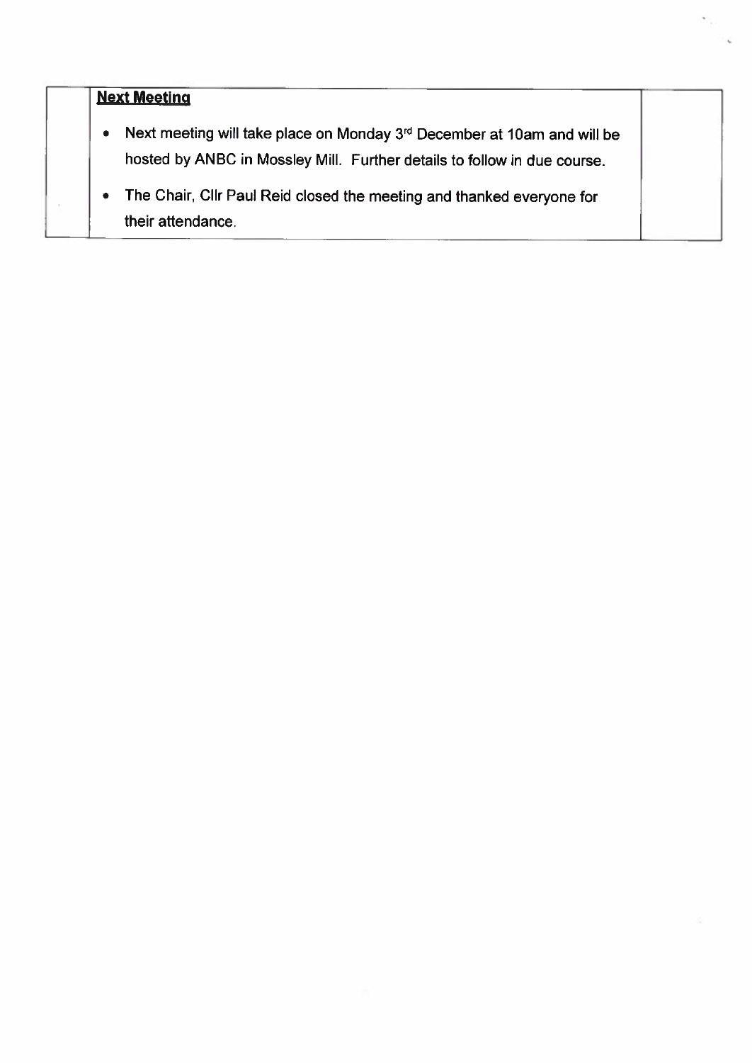**Next Meeting**

- Next meeting will take place on Monday 3rd December at 10am and will be hosted by ANBC in Mossley Mill. Further details to follow in due course.
- The Chair, Cllr Paul Reid closed the meeting and thanked everyone for their attendance.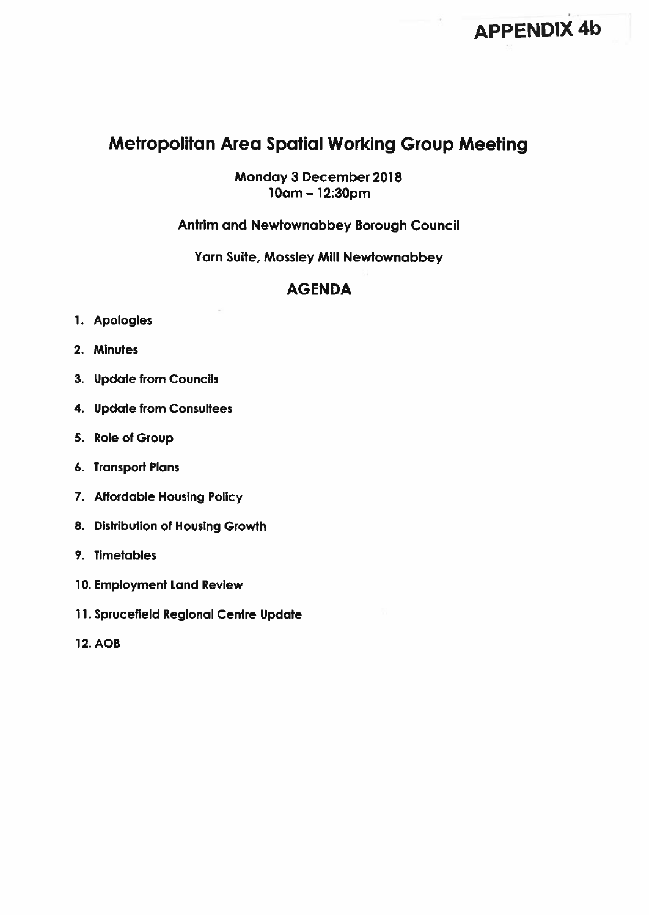**APPENDIX 4b**

# Metropolitan Area Spatial Working Group Meeting

**Monday 3 December 2018**
**10am – 12:30pm**

**Antrim and Newtownabbey Borough Council**

**Yarn Suite, Mossley Mill Newtownabbey**

## AGENDA

1. **Apologies**
2. **Minutes**
3. **Update from Councils**
4. **Update from Consultees**
5. **Role of Group**
6. **Transport Plans**
7. **Affordable Housing Policy**
8. **Distribution of Housing Growth**
9. **Timetables**
10. **Employment Land Review**
11. **Sprucefield Regional Centre Update**
12. **AOB**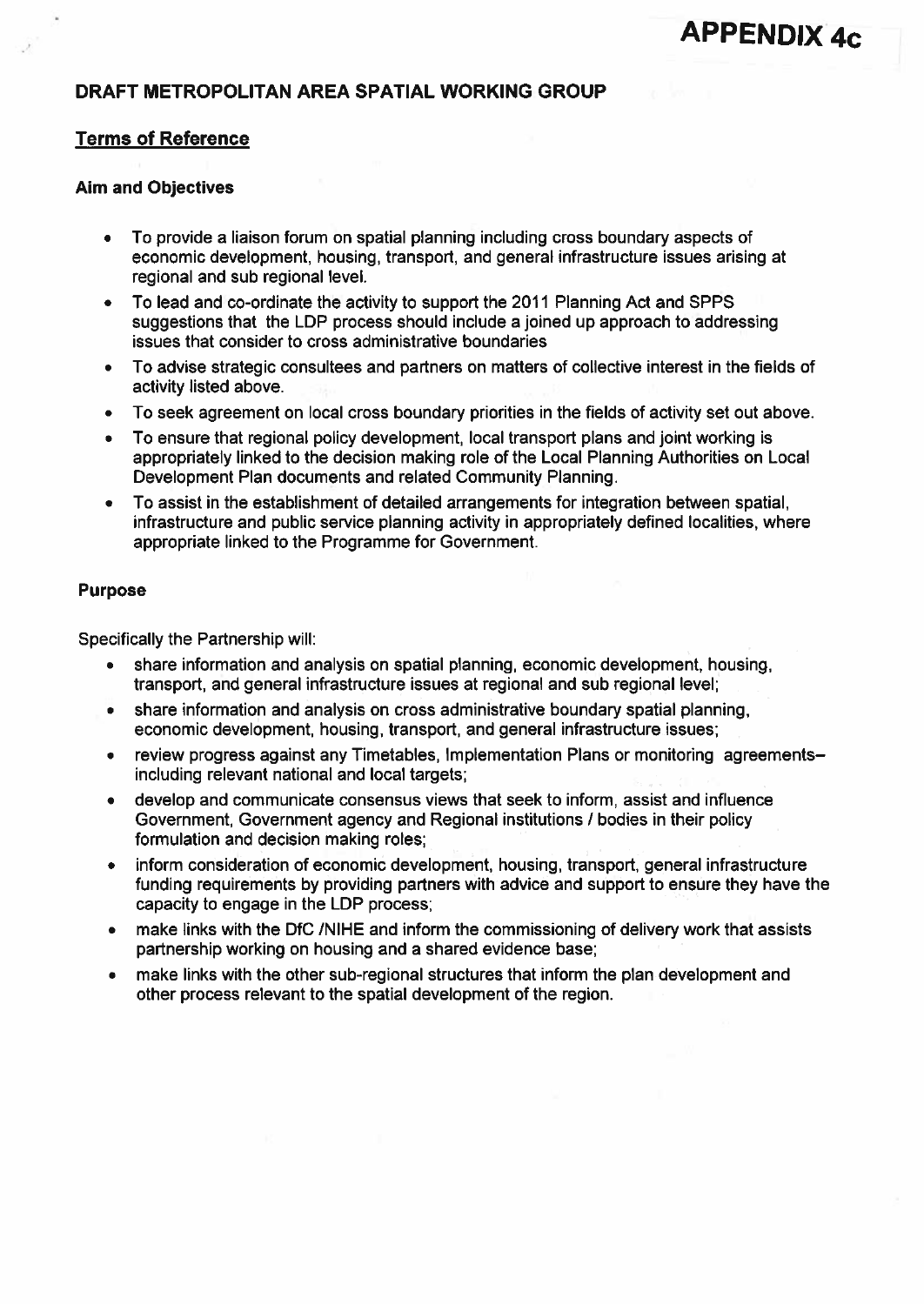# APPENDIX 4c

## DRAFT METROPOLITAN AREA SPATIAL WORKING GROUP

### Terms of Reference

#### Aim and Objectives

- To provide a liaison forum on spatial planning including cross boundary aspects of economic development, housing, transport, and general infrastructure issues arising at regional and sub regional level.
- To lead and co-ordinate the activity to support the 2011 Planning Act and SPPS suggestions that the LDP process should include a joined up approach to addressing issues that consider to cross administrative boundaries
- To advise strategic consultees and partners on matters of collective interest in the fields of activity listed above.
- To seek agreement on local cross boundary priorities in the fields of activity set out above.
- To ensure that regional policy development, local transport plans and joint working is appropriately linked to the decision making role of the Local Planning Authorities on Local Development Plan documents and related Community Planning.
- To assist in the establishment of detailed arrangements for integration between spatial, infrastructure and public service planning activity in appropriately defined localities, where appropriate linked to the Programme for Government.

#### Purpose

Specifically the Partnership will:

- share information and analysis on spatial planning, economic development, housing, transport, and general infrastructure issues at regional and sub regional level;
- share information and analysis on cross administrative boundary spatial planning, economic development, housing, transport, and general infrastructure issues;
- review progress against any Timetables, Implementation Plans or monitoring agreements– including relevant national and local targets;
- develop and communicate consensus views that seek to inform, assist and influence Government, Government agency and Regional institutions / bodies in their policy formulation and decision making roles;
- inform consideration of economic development, housing, transport, general infrastructure funding requirements by providing partners with advice and support to ensure they have the capacity to engage in the LDP process;
- make links with the DfC /NIHE and inform the commissioning of delivery work that assists partnership working on housing and a shared evidence base;
- make links with the other sub-regional structures that inform the plan development and other process relevant to the spatial development of the region.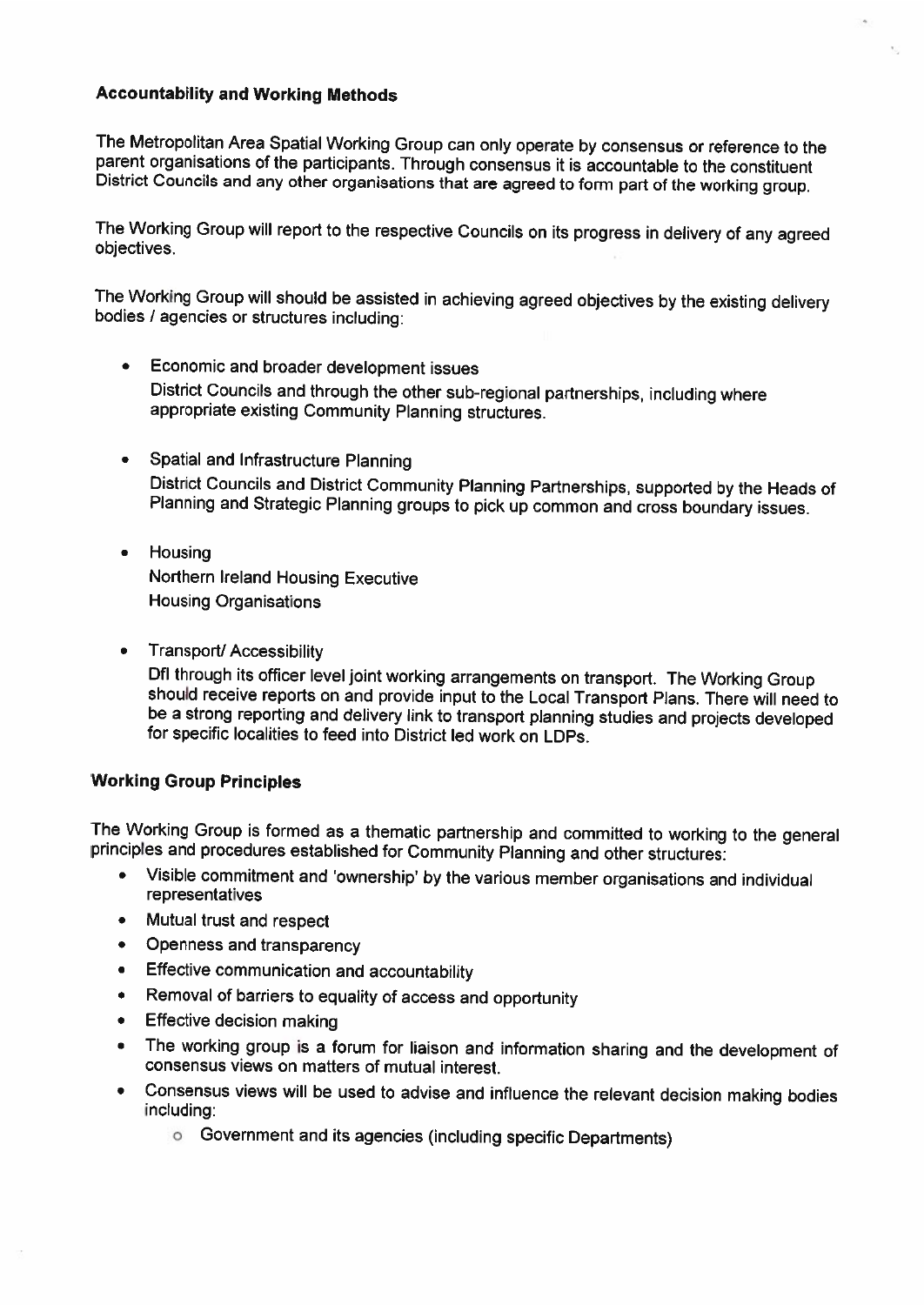## Accountability and Working Methods

The Metropolitan Area Spatial Working Group can only operate by consensus or reference to the parent organisations of the participants. Through consensus it is accountable to the constituent District Councils and any other organisations that are agreed to form part of the working group.

The Working Group will report to the respective Councils on its progress in delivery of any agreed objectives.

The Working Group will should be assisted in achieving agreed objectives by the existing delivery bodies / agencies or structures including:

- Economic and broader development issues
  District Councils and through the other sub-regional partnerships, including where appropriate existing Community Planning structures.

- Spatial and Infrastructure Planning
  District Councils and District Community Planning Partnerships, supported by the Heads of Planning and Strategic Planning groups to pick up common and cross boundary issues.

- Housing
  Northern Ireland Housing Executive
  Housing Organisations

- Transport/ Accessibility
  DfI through its officer level joint working arrangements on transport. The Working Group should receive reports on and provide input to the Local Transport Plans. There will need to be a strong reporting and delivery link to transport planning studies and projects developed for specific localities to feed into District led work on LDPs.

## Working Group Principles

The Working Group is formed as a thematic partnership and committed to working to the general principles and procedures established for Community Planning and other structures:

- Visible commitment and 'ownership' by the various member organisations and individual representatives
- Mutual trust and respect
- Openness and transparency
- Effective communication and accountability
- Removal of barriers to equality of access and opportunity
- Effective decision making
- The working group is a forum for liaison and information sharing and the development of consensus views on matters of mutual interest.
- Consensus views will be used to advise and influence the relevant decision making bodies including:
  - Government and its agencies (including specific Departments)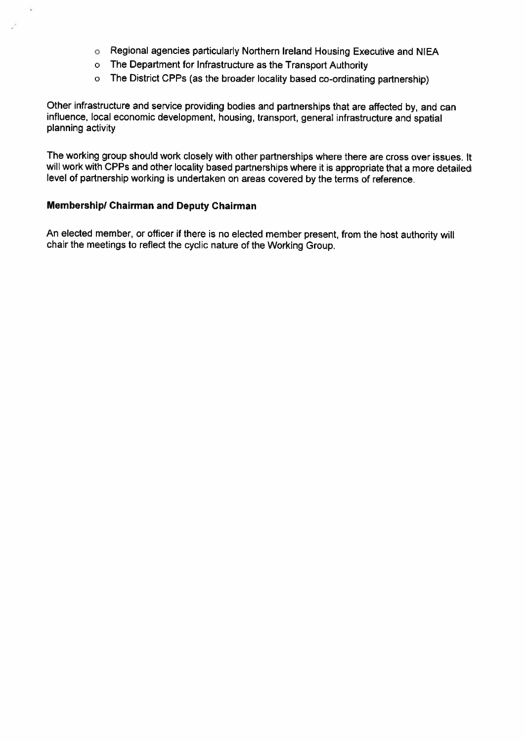- Regional agencies particularly Northern Ireland Housing Executive and NIEA
- The Department for Infrastructure as the Transport Authority
- The District CPPs (as the broader locality based co-ordinating partnership)

Other infrastructure and service providing bodies and partnerships that are affected by, and can influence, local economic development, housing, transport, general infrastructure and spatial planning activity

The working group should work closely with other partnerships where there are cross over issues. It will work with CPPs and other locality based partnerships where it is appropriate that a more detailed level of partnership working is undertaken on areas covered by the terms of reference.

**Membership/ Chairman and Deputy Chairman**

An elected member, or officer if there is no elected member present, from the host authority will chair the meetings to reflect the cyclic nature of the Working Group.